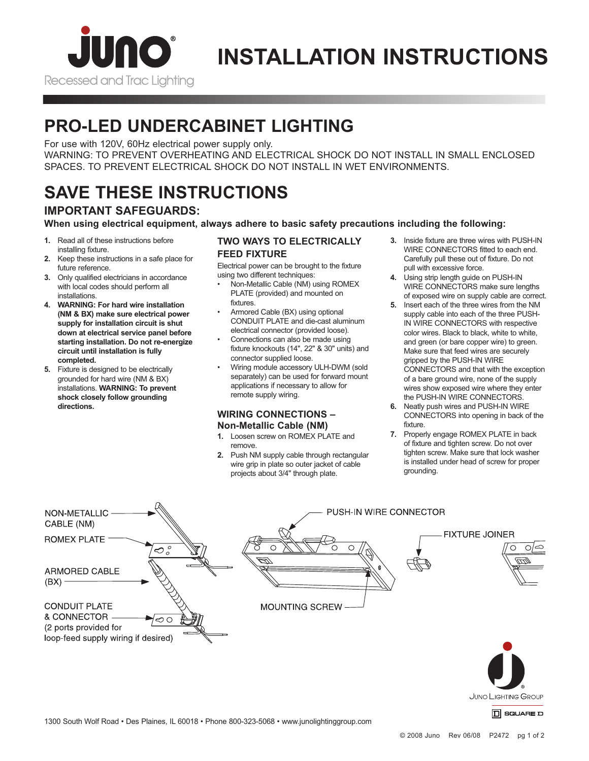# INSTALLATION INSTRUCTIONS

juno®
Recessed and Trac Lighting

## PRO-LED UNDERCABINET LIGHTING

For use with 120V, 60Hz electrical power supply only.
WARNING: TO PREVENT OVERHEATING AND ELECTRICAL SHOCK DO NOT INSTALL IN SMALL ENCLOSED SPACES. TO PREVENT ELECTRICAL SHOCK DO NOT INSTALL IN WET ENVIRONMENTS.

# SAVE THESE INSTRUCTIONS

### IMPORTANT SAFEGUARDS:

**When using electrical equipment, always adhere to basic safety precautions including the following:**

1. Read all of these instructions before installing fixture.
2. Keep these instructions in a safe place for future reference.
3. Only qualified electricians in accordance with local codes should perform all installations.
4. **WARNING: For hard wire installation (NM & BX) make sure electrical power supply for installation circuit is shut down at electrical service panel before starting installation. Do not re-energize circuit until installation is fully completed.**
5. Fixture is designed to be electrically grounded for hard wire (NM & BX) installations. **WARNING: To prevent shock closely follow grounding directions.**

### TWO WAYS TO ELECTRICALLY FEED FIXTURE

Electrical power can be brought to the fixture using two different techniques:

- Non-Metallic Cable (NM) using ROMEX PLATE (provided) and mounted on fixtures.
- Armored Cable (BX) using optional CONDUIT PLATE and die-cast aluminum electrical connector (provided loose).
- Connections can also be made using fixture knockouts (14", 22" & 30" units) and connector supplied loose.
- Wiring module accessory ULH-DWM (sold separately) can be used for forward mount applications if necessary to allow for remote supply wiring.

### WIRING CONNECTIONS – Non-Metallic Cable (NM)

1. Loosen screw on ROMEX PLATE and remove.
2. Push NM supply cable through rectangular wire grip in plate so outer jacket of cable projects about 3/4" through plate.
3. Inside fixture are three wires with PUSH-IN WIRE CONNECTORS fitted to each end. Carefully pull these out of fixture. Do not pull with excessive force.
4. Using strip length guide on PUSH-IN WIRE CONNECTORS make sure lengths of exposed wire on supply cable are correct.
5. Insert each of the three wires from the NM supply cable into each of the three PUSH-IN WIRE CONNECTORS with respective color wires. Black to black, white to white, and green (or bare copper wire) to green. Make sure that feed wires are securely gripped by the PUSH-IN WIRE CONNECTORS and that with the exception of a bare ground wire, none of the supply wires show exposed wire where they enter the PUSH-IN WIRE CONNECTORS.
6. Neatly push wires and PUSH-IN WIRE CONNECTORS into opening in back of the fixture.
7. Properly engage ROMEX PLATE in back of fixture and tighten screw. Do not over tighten screw. Make sure that lock washer is installed under head of screw for proper grounding.

NON-METALLIC CABLE (NM)
ROMEX PLATE
ARMORED CABLE (BX)
CONDUIT PLATE & CONNECTOR (2 ports provided for loop-feed supply wiring if desired)
PUSH-IN WIRE CONNECTOR
MOUNTING SCREW
FIXTURE JOINER

JUNO LIGHTING GROUP
SQUARE D

1300 South Wolf Road • Des Plaines, IL 60018 • Phone 800-323-5068 • www.junolightinggroup.com

© 2008 Juno Rev 06/08 P2472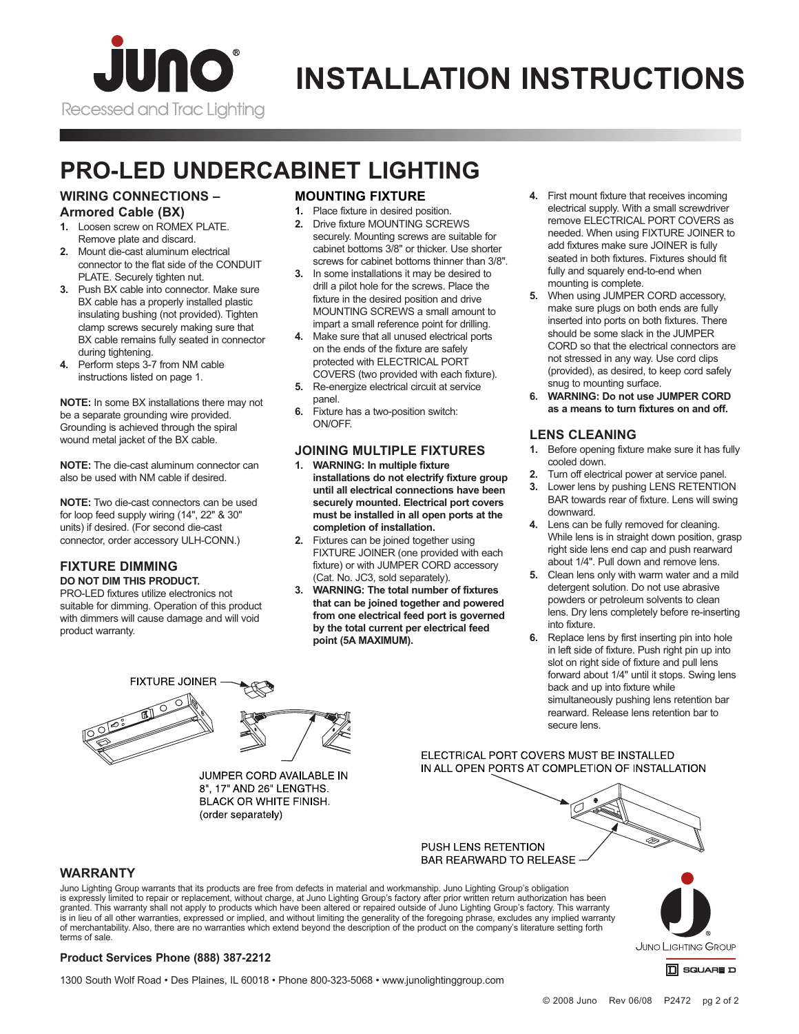# INSTALLATION INSTRUCTIONS

## PRO-LED UNDERCABINET LIGHTING

### WIRING CONNECTIONS – Armored Cable (BX)

1. Loosen screw on ROMEX PLATE. Remove plate and discard.
2. Mount die-cast aluminum electrical connector to the flat side of the CONDUIT PLATE. Securely tighten nut.
3. Push BX cable into connector. Make sure BX cable has a properly installed plastic insulating bushing (not provided). Tighten clamp screws securely making sure that BX cable remains fully seated in connector during tightening.
4. Perform steps 3-7 from NM cable instructions listed on page 1.

**NOTE:** In some BX installations there may not be a separate grounding wire provided. Grounding is achieved through the spiral wound metal jacket of the BX cable.

**NOTE:** The die-cast aluminum connector can also be used with NM cable if desired.

**NOTE:** Two die-cast connectors can be used for loop feed supply wiring (14", 22" & 30" units) if desired. (For second die-cast connector, order accessory ULH-CONN.)

### FIXTURE DIMMING

**DO NOT DIM THIS PRODUCT.**

PRO-LED fixtures utilize electronics not suitable for dimming. Operation of this product with dimmers will cause damage and will void product warranty.

### MOUNTING FIXTURE

1. Place fixture in desired position.
2. Drive fixture MOUNTING SCREWS securely. Mounting screws are suitable for cabinet bottoms 3/8" or thicker. Use shorter screws for cabinet bottoms thinner than 3/8".
3. In some installations it may be desired to drill a pilot hole for the screws. Place the fixture in the desired position and drive MOUNTING SCREWS a small amount to impart a small reference point for drilling.
4. Make sure that all unused electrical ports on the ends of the fixture are safely protected with ELECTRICAL PORT COVERS (two provided with each fixture).
5. Re-energize electrical circuit at service panel.
6. Fixture has a two-position switch: ON/OFF.

### JOINING MULTIPLE FIXTURES

1. **WARNING: In multiple fixture installations do not electrify fixture group until all electrical connections have been securely mounted. Electrical port covers must be installed in all open ports at the completion of installation.**
2. Fixtures can be joined together using FIXTURE JOINER (one provided with each fixture) or with JUMPER CORD accessory (Cat. No. JC3, sold separately).
3. **WARNING: The total number of fixtures that can be joined together and powered from one electrical feed port is governed by the total current per electrical feed point (5A MAXIMUM).**
4. First mount fixture that receives incoming electrical supply. With a small screwdriver remove ELECTRICAL PORT COVERS as needed. When using FIXTURE JOINER to add fixtures make sure JOINER is fully seated in both fixtures. Fixtures should fit fully and squarely end-to-end when mounting is complete.
5. When using JUMPER CORD accessory, make sure plugs on both ends are fully inserted into ports on both fixtures. There should be some slack in the JUMPER CORD so that the electrical connectors are not stressed in any way. Use cord clips (provided), as desired, to keep cord safely snug to mounting surface.
6. **WARNING: Do not use JUMPER CORD as a means to turn fixtures on and off.**

### LENS CLEANING

1. Before opening fixture make sure it has fully cooled down.
2. Turn off electrical power at service panel.
3. Lower lens by pushing LENS RETENTION BAR towards rear of fixture. Lens will swing downward.
4. Lens can be fully removed for cleaning. While lens is in straight down position, grasp right side lens end cap and push rearward about 1/4". Pull down and remove lens.
5. Clean lens only with warm water and a mild detergent solution. Do not use abrasive powders or petroleum solvents to clean lens. Dry lens completely before re-inserting into fixture.
6. Replace lens by first inserting pin into hole in left side of fixture. Push right pin up into slot on right side of fixture and pull lens forward about 1/4" until it stops. Swing lens back and up into fixture while simultaneously pushing lens retention bar rearward. Release lens retention bar to secure lens.

FIXTURE JOINER

JUMPER CORD AVAILABLE IN 8", 17" AND 26" LENGTHS. BLACK OR WHITE FINISH. (order separately)

ELECTRICAL PORT COVERS MUST BE INSTALLED IN ALL OPEN PORTS AT COMPLETION OF INSTALLATION

PUSH LENS RETENTION BAR REARWARD TO RELEASE

### WARRANTY

Juno Lighting Group warrants that its products are free from defects in material and workmanship. Juno Lighting Group's obligation is expressly limited to repair or replacement, without charge, at Juno Lighting Group's factory after prior written return authorization has been granted. This warranty shall not apply to products which have been altered or repaired outside of Juno Lighting Group's factory. This warranty is in lieu of all other warranties, expressed or implied, and without limiting the generality of the foregoing phrase, excludes any implied warranty of merchantability. Also, there are no warranties which extend beyond the description of the product on the company's literature setting forth terms of sale.

**Product Services Phone (888) 387-2212**

1300 South Wolf Road • Des Plaines, IL 60018 • Phone 800-323-5068 • www.junolightinggroup.com

© 2008 Juno Rev 06/08 P2472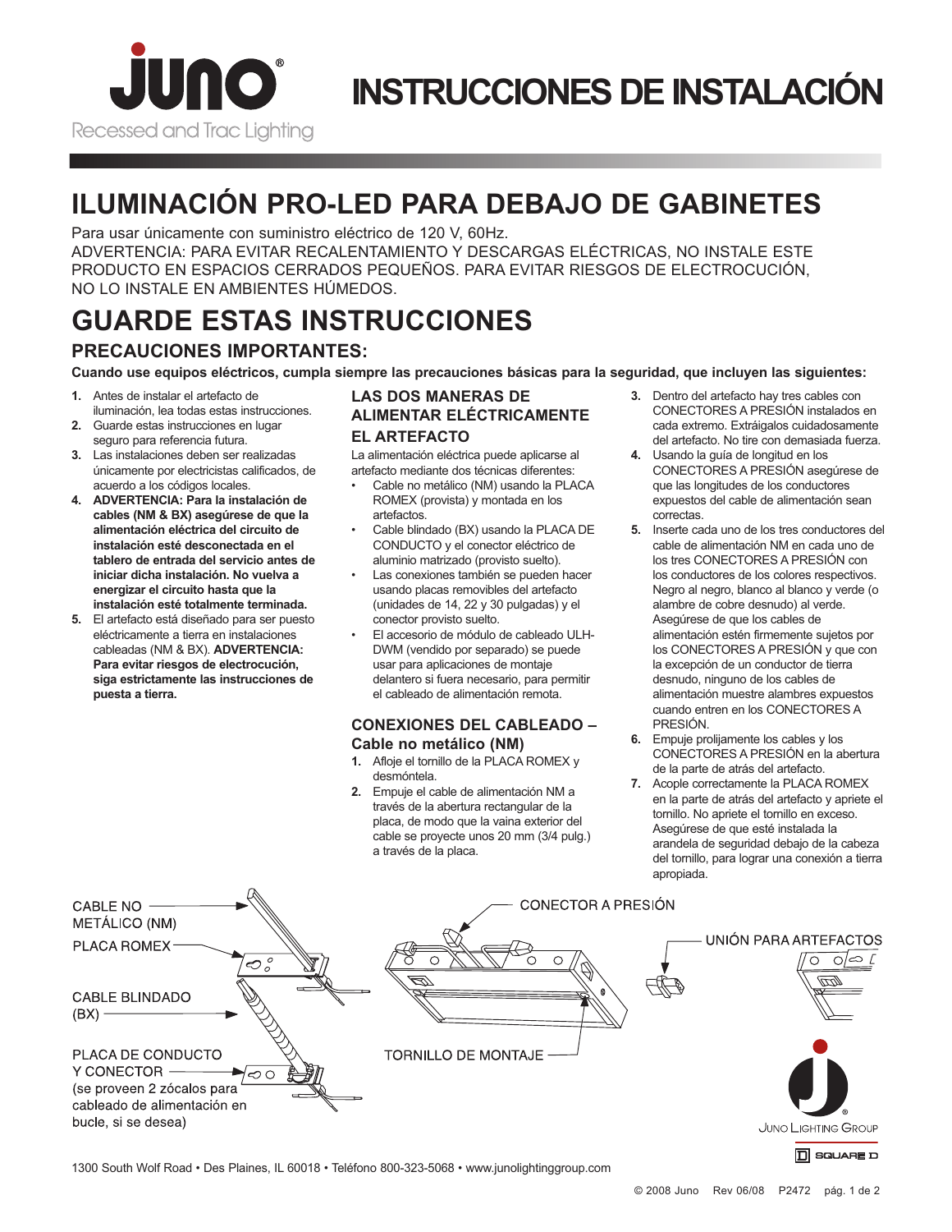# INSTRUCCIONES DE INSTALACIÓN

# ILUMINACIÓN PRO-LED PARA DEBAJO DE GABINETES

Para usar únicamente con suministro eléctrico de 120 V, 60Hz.
ADVERTENCIA: PARA EVITAR RECALENTAMIENTO Y DESCARGAS ELÉCTRICAS, NO INSTALE ESTE PRODUCTO EN ESPACIOS CERRADOS PEQUEÑOS. PARA EVITAR RIESGOS DE ELECTROCUCIÓN, NO LO INSTALE EN AMBIENTES HÚMEDOS.

# GUARDE ESTAS INSTRUCCIONES

## PRECAUCIONES IMPORTANTES:

**Cuando use equipos eléctricos, cumpla siempre las precauciones básicas para la seguridad, que incluyen las siguientes:**

1. Antes de instalar el artefacto de iluminación, lea todas estas instrucciones.
2. Guarde estas instrucciones en lugar seguro para referencia futura.
3. Las instalaciones deben ser realizadas únicamente por electricistas calificados, de acuerdo a los códigos locales.
4. **ADVERTENCIA: Para la instalación de cables (NM & BX) asegúrese de que la alimentación eléctrica del circuito de instalación esté desconectada en el tablero de entrada del servicio antes de iniciar dicha instalación. No vuelva a energizar el circuito hasta que la instalación esté totalmente terminada.**
5. El artefacto está diseñado para ser puesto eléctricamente a tierra en instalaciones cableadas (NM & BX). **ADVERTENCIA: Para evitar riesgos de electrocución, siga estrictamente las instrucciones de puesta a tierra.**

### LAS DOS MANERAS DE ALIMENTAR ELÉCTRICAMENTE EL ARTEFACTO

La alimentación eléctrica puede aplicarse al artefacto mediante dos técnicas diferentes:

- Cable no metálico (NM) usando la PLACA ROMEX (provista) y montada en los artefactos.
- Cable blindado (BX) usando la PLACA DE CONDUCTO y el conector eléctrico de aluminio matrizado (provisto suelto).
- Las conexiones también se pueden hacer usando placas removibles del artefacto (unidades de 14, 22 y 30 pulgadas) y el conector provisto suelto.
- El accesorio de módulo de cableado ULH-DWM (vendido por separado) se puede usar para aplicaciones de montaje delantero si fuera necesario, para permitir el cableado de alimentación remota.

### CONEXIONES DEL CABLEADO – Cable no metálico (NM)

1. Afloje el tornillo de la PLACA ROMEX y desmóntela.
2. Empuje el cable de alimentación NM a través de la abertura rectangular de la placa, de modo que la vaina exterior del cable se proyecte unos 20 mm (3/4 pulg.) a través de la placa.
3. Dentro del artefacto hay tres cables con CONECTORES A PRESIÓN instalados en cada extremo. Extráigalos cuidadosamente del artefacto. No tire con demasiada fuerza.
4. Usando la guía de longitud en los CONECTORES A PRESIÓN asegúrese de que las longitudes de los conductores expuestos del cable de alimentación sean correctas.
5. Inserte cada uno de los tres conductores del cable de alimentación NM en cada uno de los tres CONECTORES A PRESIÓN con los conductores de los colores respectivos. Negro al negro, blanco al blanco y verde (o alambre de cobre desnudo) al verde. Asegúrese de que los cables de alimentación estén firmemente sujetos por los CONECTORES A PRESIÓN y que con la excepción de un conductor de tierra desnudo, ninguno de los cables de alimentación muestre alambres expuestos cuando entren en los CONECTORES A PRESIÓN.
6. Empuje prolijamente los cables y los CONECTORES A PRESIÓN en la abertura de la parte de atrás del artefacto.
7. Acople correctamente la PLACA ROMEX en la parte de atrás del artefacto y apriete el tornillo. No apriete el tornillo en exceso. Asegúrese de que esté instalada la arandela de seguridad debajo de la cabeza del tornillo, para lograr una conexión a tierra apropiada.

CABLE NO METÁLICO (NM)
PLACA ROMEX
CABLE BLINDADO (BX)
PLACA DE CONDUCTO Y CONECTOR (se proveen 2 zócalos para cableado de alimentación en bucle, si se desea)
CONECTOR A PRESIÓN
TORNILLO DE MONTAJE
UNIÓN PARA ARTEFACTOS

1300 South Wolf Road • Des Plaines, IL 60018 • Teléfono 800-323-5068 • www.junolightinggroup.com

© 2008 Juno Rev 06/08 P2472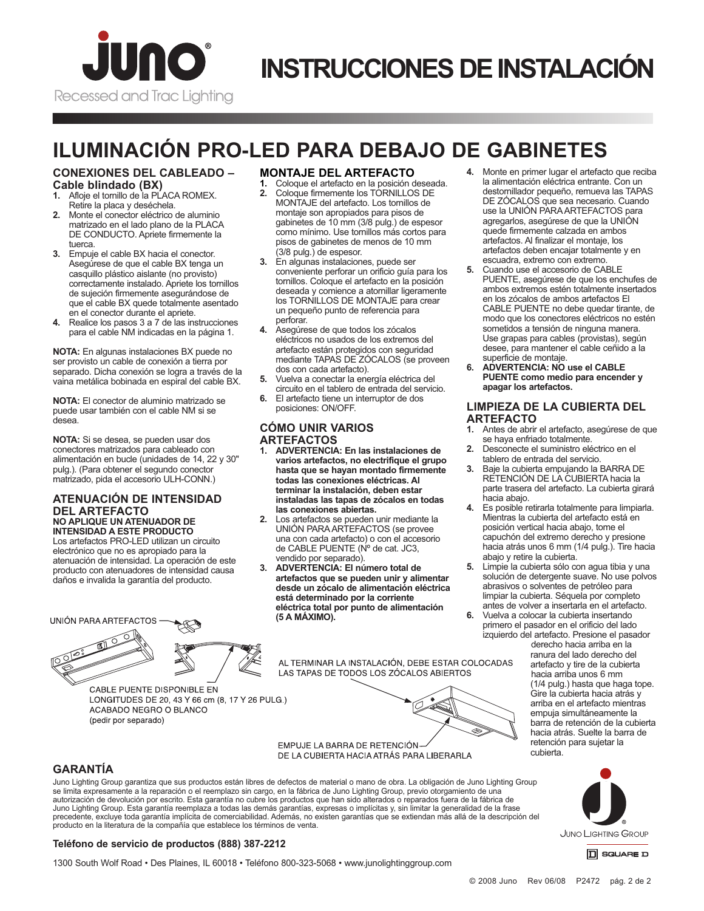# INSTRUCCIONES DE INSTALACIÓN

# ILUMINACIÓN PRO-LED PARA DEBAJO DE GABINETES

## CONEXIONES DEL CABLEADO – Cable blindado (BX)

1. Afloje el tornillo de la PLACA ROMEX. Retire la placa y deséchela.
2. Monte el conector eléctrico de aluminio matrizado en el lado plano de la PLACA DE CONDUCTO. Apriete firmemente la tuerca.
3. Empuje el cable BX hacia el conector. Asegúrese de que el cable BX tenga un casquillo plástico aislante (no provisto) correctamente instalado. Apriete los tornillos de sujeción firmemente asegurándose de que el cable BX quede totalmente asentado en el conector durante el apriete.
4. Realice los pasos 3 a 7 de las instrucciones para el cable NM indicadas en la página 1.

**NOTA:** En algunas instalaciones BX puede no ser provisto un cable de conexión a tierra por separado. Dicha conexión se logra a través de la vaina metálica bobinada en espiral del cable BX.

**NOTA:** El conector de aluminio matrizado se puede usar también con el cable NM si se desea.

**NOTA:** Si se desea, se pueden usar dos conectores matrizados para cableado con alimentación en bucle (unidades de 14, 22 y 30" pulg.). (Para obtener el segundo conector matrizado, pida el accesorio ULH-CONN.)

## ATENUACIÓN DE INTENSIDAD DEL ARTEFACTO

**NO APLIQUE UN ATENUADOR DE INTENSIDAD A ESTE PRODUCTO**

Los artefactos PRO-LED utilizan un circuito electrónico que no es apropiado para la atenuación de intensidad. La operación de este producto con atenuadores de intensidad causa daños e invalida la garantía del producto.

## MONTAJE DEL ARTEFACTO

1. Coloque el artefacto en la posición deseada.
2. Coloque firmemente los TORNILLOS DE MONTAJE del artefacto. Los tornillos de montaje son apropiados para pisos de gabinetes de 10 mm (3/8 pulg.) de espesor como mínimo. Use tornillos más cortos para pisos de gabinetes de menos de 10 mm (3/8 pulg.) de espesor.
3. En algunas instalaciones, puede ser conveniente perforar un orificio guía para los tornillos. Coloque el artefacto en la posición deseada y comience a atornillar ligeramente los TORNILLOS DE MONTAJE para crear un pequeño punto de referencia para perforar.
4. Asegúrese de que todos los zócalos eléctricos no usados de los extremos del artefacto están protegidos con seguridad mediante TAPAS DE ZÓCALOS (se proveen dos con cada artefacto).
5. Vuelva a conectar la energía eléctrica del circuito en el tablero de entrada del servicio.
6. El artefacto tiene un interruptor de dos posiciones: ON/OFF.

## CÓMO UNIR VARIOS ARTEFACTOS

1. **ADVERTENCIA: En las instalaciones de varios artefactos, no electrifique el grupo hasta que se hayan montado firmemente todas las conexiones eléctricas. Al terminar la instalación, deben estar instaladas las tapas de zócalos en todas las conexiones abiertas.**
2. Los artefactos se pueden unir mediante la UNIÓN PARA ARTEFACTOS (se provee una con cada artefacto) o con el accesorio de CABLE PUENTE (Nº de cat. JC3, vendido por separado).
3. **ADVERTENCIA: El número total de artefactos que se pueden unir y alimentar desde un zócalo de alimentación eléctrica está determinado por la corriente eléctrica total por punto de alimentación (5 A MÁXIMO).**
4. Monte en primer lugar el artefacto que reciba la alimentación eléctrica entrante. Con un destornillador pequeño, remueva las TAPAS DE ZÓCALOS que sea necesario. Cuando use la UNIÓN PARA ARTEFACTOS para agregarlos, asegúrese de que la UNIÓN quede firmemente calzada en ambos artefactos. Al finalizar el montaje, los artefactos deben encajar totalmente y en escuadra, extremo con extremo.
5. Cuando use el accesorio de CABLE PUENTE, asegúrese de que los enchufes de ambos extremos estén totalmente insertados en los zócalos de ambos artefactos El CABLE PUENTE no debe quedar tirante, de modo que los conectores eléctricos no estén sometidos a tensión de ninguna manera. Use grapas para cables (provistas), según desee, para mantener el cable ceñido a la superficie de montaje.
6. **ADVERTENCIA: NO use el CABLE PUENTE como medio para encender y apagar los artefactos.**

## LIMPIEZA DE LA CUBIERTA DEL ARTEFACTO

1. Antes de abrir el artefacto, asegúrese de que se haya enfriado totalmente.
2. Desconecte el suministro eléctrico en el tablero de entrada del servicio.
3. Baje la cubierta empujando la BARRA DE RETENCIÓN DE LA CUBIERTA hacia la parte trasera del artefacto. La cubierta girará hacia abajo.
4. Es posible retirarla totalmente para limpiarla. Mientras la cubierta del artefacto está en posición vertical hacia abajo, tome el capuchón del extremo derecho y presione hacia atrás unos 6 mm (1/4 pulg.). Tire hacia abajo y retire la cubierta.
5. Limpie la cubierta sólo con agua tibia y una solución de detergente suave. No use polvos abrasivos o solventes de petróleo para limpiar la cubierta. Séquela por completo antes de volver a insertarla en el artefacto.
6. Vuelva a colocar la cubierta insertando primero el pasador en el orificio del lado izquierdo del artefacto. Presione el pasador derecho hacia arriba en la ranura del lado derecho del artefacto y tire de la cubierta hacia arriba unos 6 mm (1/4 pulg.) hasta que haga tope. Gire la cubierta hacia atrás y arriba en el artefacto mientras empuja simultáneamente la barra de retención de la cubierta hacia atrás. Suelte la barra de retención para sujetar la cubierta.

UNIÓN PARA ARTEFACTOS

CABLE PUENTE DISPONIBLE EN LONGITUDES DE 20, 43 Y 66 cm (8, 17 Y 26 PULG.) ACABADO NEGRO O BLANCO (pedir por separado)

AL TERMINAR LA INSTALACIÓN, DEBE ESTAR COLOCADAS LAS TAPAS DE TODOS LOS ZÓCALOS ABIERTOS

EMPUJE LA BARRA DE RETENCIÓN DE LA CUBIERTA HACIA ATRÁS PARA LIBERARLA

## GARANTÍA

Juno Lighting Group garantiza que sus productos están libres de defectos de material o mano de obra. La obligación de Juno Lighting Group se limita expresamente a la reparación o el reemplazo sin cargo, en la fábrica de Juno Lighting Group, previo otorgamiento de una autorización de devolución por escrito. Esta garantía no cubre los productos que han sido alterados o reparados fuera de la fábrica de Juno Lighting Group. Esta garantía reemplaza a todas las demás garantías, expresas o implícitas y, sin limitar la generalidad de la frase precedente, excluye toda garantía implícita de comerciabilidad. Además, no existen garantías que se extiendan más allá de la descripción del producto en la literatura de la compañía que establece los términos de venta.

**Teléfono de servicio de productos (888) 387-2212**

1300 South Wolf Road • Des Plaines, IL 60018 • Teléfono 800-323-5068 • www.junolightinggroup.com

© 2008 Juno Rev 06/08 P2472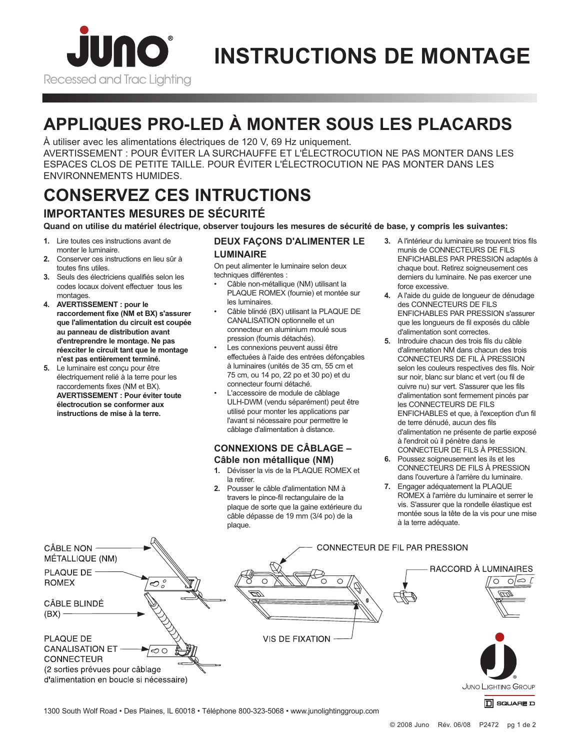# INSTRUCTIONS DE MONTAGE

## APPLIQUES PRO-LED À MONTER SOUS LES PLACARDS

À utiliser avec les alimentations électriques de 120 V, 69 Hz uniquement.
AVERTISSEMENT : POUR ÉVITER LA SURCHAUFFE ET L'ÉLECTROCUTION NE PAS MONTER DANS LES ESPACES CLOS DE PETITE TAILLE. POUR ÉVITER L'ÉLECTROCUTION NE PAS MONTER DANS LES ENVIRONNEMENTS HUMIDES.

## CONSERVEZ CES INTRUCTIONS

### IMPORTANTES MESURES DE SÉCURITÉ

**Quand on utilise du matériel électrique, observer toujours les mesures de sécurité de base, y compris les suivantes:**

1. Lire toutes ces instructions avant de monter le luminaire.
2. Conserver ces instructions en lieu sûr à toutes fins utiles.
3. Seuls des électriciens qualifiés selon les codes locaux doivent effectuer tous les montages.
4. **AVERTISSEMENT : pour le raccordement fixe (NM et BX) s'assurer que l'alimentation du circuit est coupée au panneau de distribution avant d'entreprendre le montage. Ne pas réexciter le circuit tant que le montage n'est pas entièrement terminé.**
5. Le luminaire est conçu pour être électriquement relié à la terre pour les raccordements fixes (NM et BX). **AVERTISSEMENT : Pour éviter toute électrocution se conformer aux instructions de mise à la terre.**

### DEUX FAÇONS D'ALIMENTER LE LUMINAIRE

On peut alimenter le luminaire selon deux techniques différentes :

- Câble non-métallique (NM) utilisant la PLAQUE ROMEX (fournie) et montée sur les luminaires.
- Câble blindé (BX) utilisant la PLAQUE DE CANALISATION optionnelle et un connecteur en aluminium moulé sous pression (fournis détachés).
- Les connexions peuvent aussi être effectuées à l'aide des entrées défonçables à luminaires (unités de 35 cm, 55 cm et 75 cm, ou 14 po, 22 po et 30 po) et du connecteur fourni détaché.
- L'accessoire de module de câblage ULH-DWM (vendu séparément) peut être utilisé pour monter les applications par l'avant si nécessaire pour permettre le câblage d'alimentation à distance.

### CONNEXIONS DE CÂBLAGE – Câble non métallique (NM)

1. Dévisser la vis de la PLAQUE ROMEX et la retirer.
2. Pousser le câble d'alimentation NM à travers le pince-fil rectangulaire de la plaque de sorte que la gaine extérieure du câble dépasse de 19 mm (3/4 po) de la plaque.
3. A l'intérieur du luminaire se trouvent trios fils munis de CONNECTEURS DE FILS ENFICHABLES PAR PRESSION adaptés à chaque bout. Retirez soigneusement ces derniers du luminaire. Ne pas exercer une force excessive.
4. A l'aide du guide de longueur de dénudage des CONNECTEURS DE FILS ENFICHABLES PAR PRESSION s'assurer que les longueurs de fil exposés du câble d'alimentation sont correctes.
5. Introduire chacun des trois fils du câble d'alimentation NM dans chacun des trois CONNECTEURS DE FIL À PRESSION selon les couleurs respectives des fils. Noir sur noir, blanc sur blanc et vert (ou fil de cuivre nu) sur vert. S'assurer que les fils d'alimentation sont fermement pincés par les CONNECTEURS DE FILS ENFICHABLES et que, à l'exception d'un fil de terre dénudé, aucun des fils d'alimentation ne présente de partie exposé à l'endroit où il pénètre dans le CONNECTEUR DE FILS À PRESSION.
6. Poussez soigneusement les ils et les CONNECTEURS DE FILS À PRESSION dans l'ouverture à l'arrière du luminaire.
7. Engager adéquatement la PLAQUE ROMEX à l'arrière du luminaire et serrer le vis. S'assurer que la rondelle élastique est montée sous la tête de la vis pour une mise à la terre adéquate.

CÂBLE NON MÉTALLIQUE (NM)
PLAQUE DE ROMEX
CÂBLE BLINDÉ (BX)
PLAQUE DE CANALISATION ET CONNECTEUR
(2 sorties prévues pour câblage d'alimentation en boucle si nécessaire)
CONNECTEUR DE FIL PAR PRESSION
VIS DE FIXATION
RACCORD À LUMINAIRES

1300 South Wolf Road • Des Plaines, IL 60018 • Téléphone 800-323-5068 • www.junolightinggroup.com

© 2008 Juno Rév. 06/08 P2472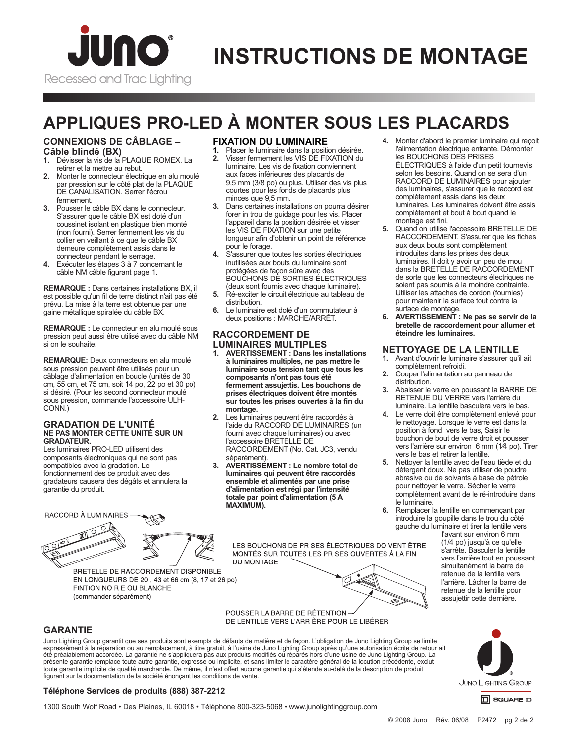# INSTRUCTIONS DE MONTAGE

Recessed and Trac Lighting

# APPLIQUES PRO-LED À MONTER SOUS LES PLACARDS

## CONNEXIONS DE CÂBLAGE – Câble blindé (BX)

1. Dévisser la vis de la PLAQUE ROMEX. La retirer et la mettre au rebut.
2. Monter le connecteur électrique en alu moulé par pression sur le côté plat de la PLAQUE DE CANALISATION. Serrer l'écrou fermement.
3. Pousser le câble BX dans le connecteur. S'assurer que le câble BX est doté d'un coussinet isolant en plastique bien monté (non fourni). Serrer fermement les vis du collier en veillant à ce que le câble BX demeure complètement assis dans le connecteur pendant le serrage.
4. Exécuter les étapes 3 à 7 concernant le câble NM câble figurant page 1.

**REMARQUE :** Dans certaines installations BX, il est possible qu'un fil de terre distinct n'ait pas été prévu. La mise à la terre est obtenue par une gaine métallique spiralée du câble BX.

**REMARQUE :** Le connecteur en alu moulé sous pression peut aussi être utilisé avec du câble NM si on le souhaite.

**REMARQUE:** Deux connecteurs en alu moulé sous pression peuvent être utilisés pour un câblage d'alimentation en boucle (unités de 30 cm, 55 cm, et 75 cm, soit 14 po, 22 po et 30 po) si désiré. (Pour les second connecteur moulé sous pression, commande l'accessoire ULH-CONN.)

## GRADATION DE L'UNITÉ

**NE PAS MONTER CETTE UNITÉ SUR UN GRADATEUR.**

Les luminaires PRO-LED utilisent des composants électroniques qui ne sont pas compatibles avec la gradation. Le fonctionnement des ce produit avec des gradateurs causera des dégâts et annulera la garantie du produit.

## FIXATION DU LUMINAIRE

1. Placer le luminaire dans la position désirée.
2. Visser fermement les VIS DE FIXATION du luminaire. Les vis de fixation conviennent aux faces inférieures des placards de 9,5 mm (3/8 po) ou plus. Utiliser des vis plus courtes pour les fonds de placards plus minces que 9,5 mm.
3. Dans certaines installations on pourra désirer forer in trou de guidage pour les vis. Placer l'appareil dans la position désirée et visser les VIS DE FIXATION sur une petite longueur afin d'obtenir un point de référence pour le forage.
4. S'assurer que toutes les sorties électriques inutilisées aux bouts du luminaire sont protégées de façon sûre avec des BOUCHONS DE SORTIES ÉLECTRIQUES (deux sont fournis avec chaque luminaire).
5. Ré-exciter le circuit électrique au tableau de distribution.
6. Le luminaire est doté d'un commutateur à deux positions : MARCHE/ARRÊT.

## RACCORDEMENT DE LUMINAIRES MULTIPLES

1. **AVERTISSEMENT : Dans les installations à luminaires multiples, ne pas mettre le luminaire sous tension tant que tous les composants n'ont pas tous été fermement assujettis. Les bouchons de prises électriques doivent être montés sur toutes les prises ouvertes à la fin du montage.**
2. Les luminaires peuvent être raccordés à l'aide du RACCORD DE LUMINAIRES (un fourni avec chaque luminaires) ou avec l'accessoire BRETELLE DE RACCORDEMENT (No. Cat. JC3, vendu séparément).
3. **AVERTISSEMENT : Le nombre total de luminaires qui peuvent être raccordés ensemble et alimentés par une prise d'alimentation est régi par l'intensité totale par point d'alimentation (5 A MAXIMUM).**
4. Monter d'abord le premier luminaire qui reçoit l'alimentation électrique entrante. Démonter les BOUCHONS DES PRISES ÉLECTRIQUES à l'aide d'un petit tournevis selon les besoins. Quand on se sera d'un RACCORD DE LUMINAIRES pour ajouter des luminaires, s'assurer que le raccord est complètement assis dans les deux luminaires. Les luminaires doivent être assis complètement et bout à bout quand le montage est fini.
5. Quand on utilise l'accessoire BRETELLE DE RACCORDEMENT. S'assurer que les fiches aux deux bouts sont complètement introduites dans les prises des deux luminaires. Il doit y avoir un peu de mou dans la BRETELLE DE RACCORDEMENT de sorte que les connecteurs électriques ne soient pas soumis à la moindre contrainte. Utiliser les attaches de cordon (fournies) pour maintenir la surface tout contre la surface de montage.
6. **AVERTISSEMENT : Ne pas se servir de la bretelle de raccordement pour allumer et éteindre les luminaires.**

## NETTOYAGE DE LA LENTILLE

1. Avant d'ouvrir le luminaire s'assurer qu'il ait complètement refroidi.
2. Couper l'alimentation au panneau de distribution.
3. Abaisser le verre en poussant la BARRE DE RETENUE DU VERRE vers l'arrière du luminaire. La lentille basculera vers le bas.
4. Le verre doit être complètement enlevé pour le nettoyage. Lorsque le verre est dans la position à fond vers le bas, Saisir le bouchon de bout de verre droit et pousser vers l'arrière sur environ 6 mm (1⁄4 po). Tirer vers le bas et retirer la lentille.
5. Nettoyer la lentille avec de l'eau tiède et du détergent doux. Ne pas utiliser de poudre abrasive ou de solvants à base de pétrole pour nettoyer le verre. Sécher le verre complètement avant de le ré-introduire dans le luminaire.
6. Remplacer la lentille en commençant par introduire la goupille dans le trou du côté gauche du luminaire et tirer la lentille vers l'avant sur environ 6 mm (1/4 po) jusqu'à ce qu'elle s'arrête. Basculer la lentille vers l'arrière tout en poussant simultanément la barre de retenue de la lentille vers l'arrière. Lâcher la barre de retenue de la lentille pour assujettir cette dernière.

RACCORD À LUMINAIRES

BRETELLE DE RACCORDEMENT DISPONIBLE EN LONGUEURS DE 20 , 43 et 66 cm (8, 17 et 26 po). FINTION NOIR E OU BLANCHE. (commander séparément)

LES BOUCHONS DE PRISES ÉLECTRIQUES DOIVENT ÊTRE MONTÉS SUR TOUTES LES PRISES OUVERTES Á LA FIN DU MONTAGE

POUSSER LA BARRE DE RÉTENTION DE LENTILLE VERS L'ARRIÈRE POUR LE LIBÉRER

## GARANTIE

Juno Lighting Group garantit que ses produits sont exempts de défauts de matière et de façon. L'obligation de Juno Lighting Group se limite expressément à la réparation ou au remplacement, à titre gratuit, à l'usine de Juno Lighting Group après qu'une autorisation écrite de retour ait été préalablement accordée. La garantie ne s'appliquera pas aux produits modifiés ou réparés hors d'une usine de Juno Lighting Group. La présente garantie remplace toute autre garantie, expresse ou implicite, et sans limiter le caractère général de la locution précédente, exclut toute garantie implicite de qualité marchande. De même, il n'est offert aucune garantie qui s'étende au-delà de la description de produit figurant sur la documentation de la société énonçant les conditions de vente.

**Téléphone Services de produits (888) 387-2212**

1300 South Wolf Road • Des Plaines, IL 60018 • Téléphone 800-323-5068 • www.junolightinggroup.com

JUNO LIGHTING GROUP

SQUARE D

© 2008 Juno Rév. 06/08 P2472